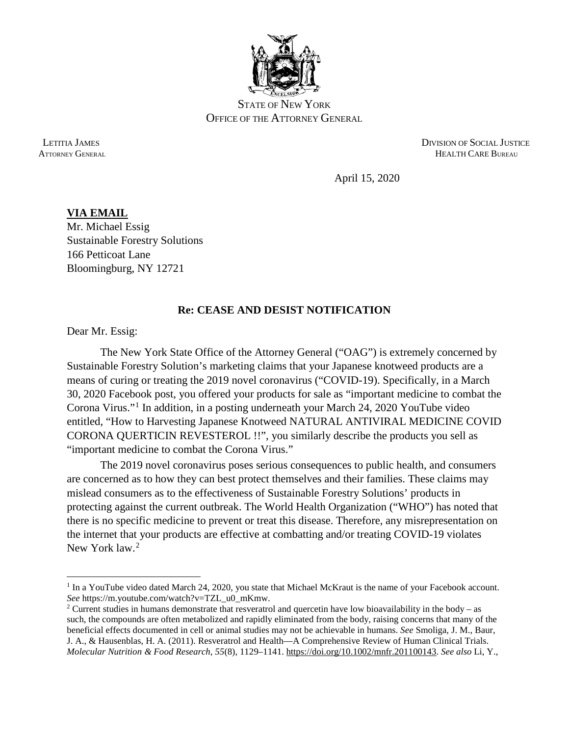STATE OF NEW YORK
OFFICE OF THE ATTORNEY GENERAL

LETITIA JAMES
ATTORNEY GENERAL

DIVISION OF SOCIAL JUSTICE
HEALTH CARE BUREAU

April 15, 2020

**VIA EMAIL**
Mr. Michael Essig
Sustainable Forestry Solutions
166 Petticoat Lane
Bloomingburg, NY 12721

**Re: CEASE AND DESIST NOTIFICATION**

Dear Mr. Essig:

The New York State Office of the Attorney General ("OAG") is extremely concerned by Sustainable Forestry Solution's marketing claims that your Japanese knotweed products are a means of curing or treating the 2019 novel coronavirus ("COVID-19). Specifically, in a March 30, 2020 Facebook post, you offered your products for sale as "important medicine to combat the Corona Virus."[1] In addition, in a posting underneath your March 24, 2020 YouTube video entitled, "How to Harvesting Japanese Knotweed NATURAL ANTIVIRAL MEDICINE COVID CORONA QUERTICIN REVESTEROL !!", you similarly describe the products you sell as "important medicine to combat the Corona Virus."

The 2019 novel coronavirus poses serious consequences to public health, and consumers are concerned as to how they can best protect themselves and their families. These claims may mislead consumers as to the effectiveness of Sustainable Forestry Solutions' products in protecting against the current outbreak. The World Health Organization ("WHO") has noted that there is no specific medicine to prevent or treat this disease. Therefore, any misrepresentation on the internet that your products are effective at combatting and/or treating COVID-19 violates New York law.[2]

---

[1] In a YouTube video dated March 24, 2020, you state that Michael McKraut is the name of your Facebook account. *See* https://m.youtube.com/watch?v=TZL_u0_mKmw.

[2] Current studies in humans demonstrate that resveratrol and quercetin have low bioavailability in the body – as such, the compounds are often metabolized and rapidly eliminated from the body, raising concerns that many of the beneficial effects documented in cell or animal studies may not be achievable in humans. *See* Smoliga, J. M., Baur, J. A., & Hausenblas, H. A. (2011). Resveratrol and Health—A Comprehensive Review of Human Clinical Trials. *Molecular Nutrition & Food Research*, *55*(8), 1129–1141. https://doi.org/10.1002/mnfr.201100143. *See also* Li, Y.,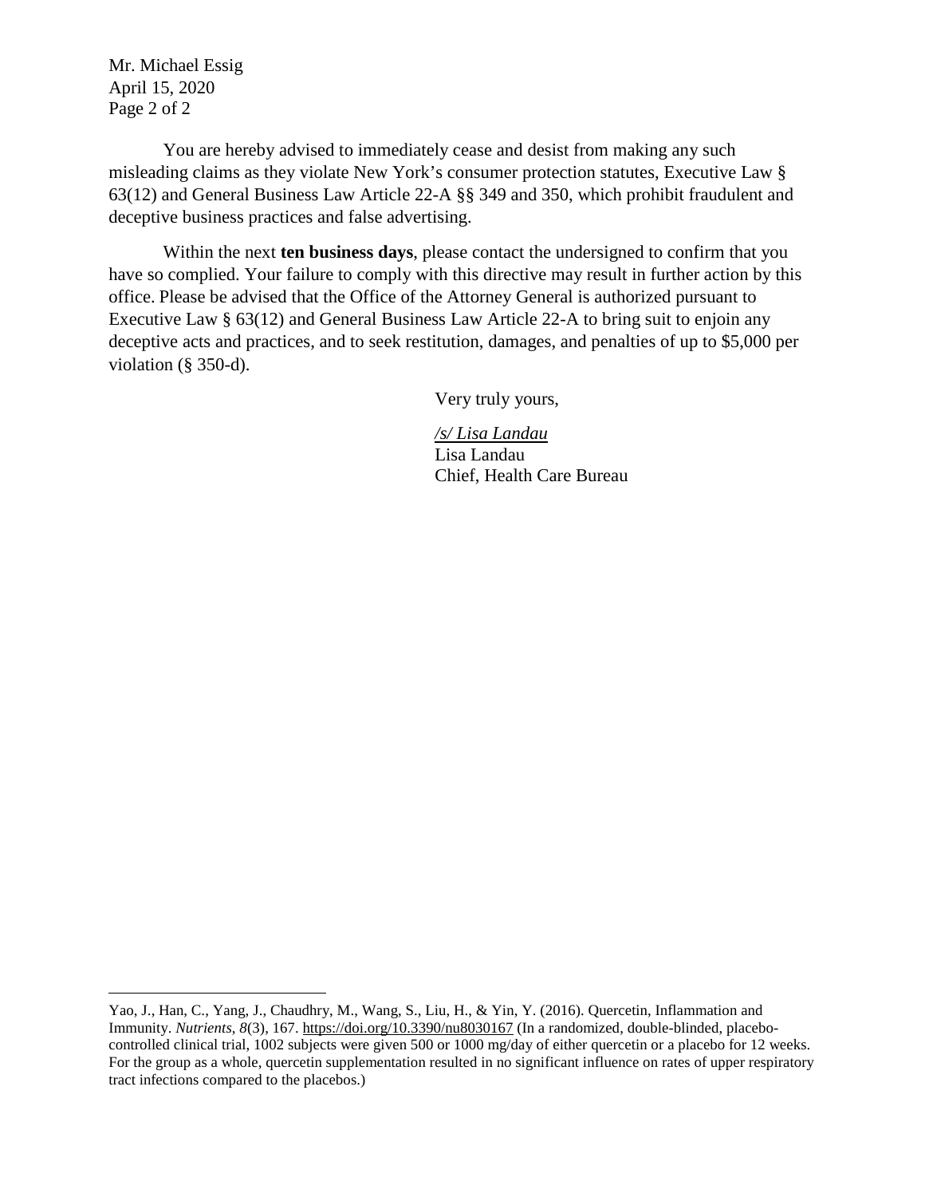Mr. Michael Essig
April 15, 2020

You are hereby advised to immediately cease and desist from making any such misleading claims as they violate New York's consumer protection statutes, Executive Law § 63(12) and General Business Law Article 22-A §§ 349 and 350, which prohibit fraudulent and deceptive business practices and false advertising.

Within the next **ten business days**, please contact the undersigned to confirm that you have so complied. Your failure to comply with this directive may result in further action by this office. Please be advised that the Office of the Attorney General is authorized pursuant to Executive Law § 63(12) and General Business Law Article 22-A to bring suit to enjoin any deceptive acts and practices, and to seek restitution, damages, and penalties of up to $5,000 per violation (§ 350-d).

Very truly yours,

*/s/ Lisa Landau*
Lisa Landau
Chief, Health Care Bureau

---

Yao, J., Han, C., Yang, J., Chaudhry, M., Wang, S., Liu, H., & Yin, Y. (2016). Quercetin, Inflammation and Immunity. *Nutrients*, *8*(3), 167. https://doi.org/10.3390/nu8030167 (In a randomized, double-blinded, placebo-controlled clinical trial, 1002 subjects were given 500 or 1000 mg/day of either quercetin or a placebo for 12 weeks. For the group as a whole, quercetin supplementation resulted in no significant influence on rates of upper respiratory tract infections compared to the placebos.)